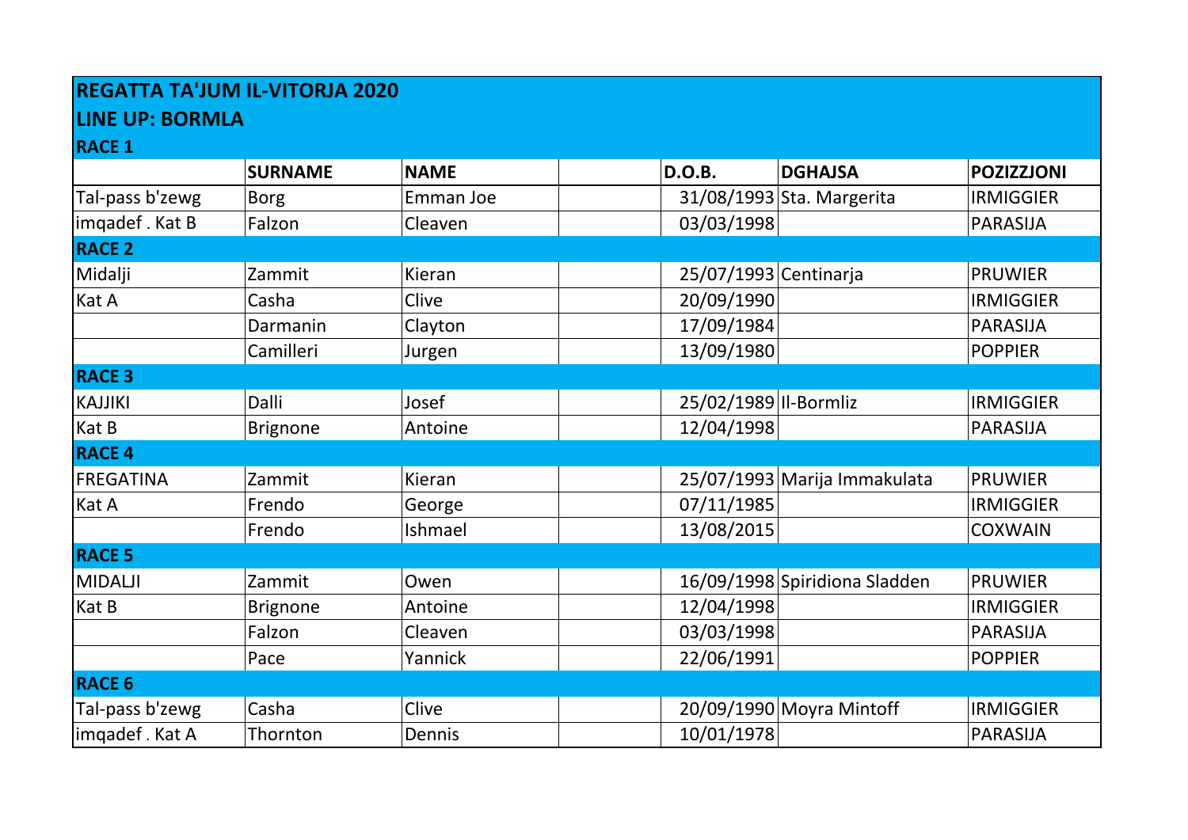**REGATTA TA'JUM IL-VITORJA 2020**

**LINE UP: BORMLA**

| | SURNAME | NAME | | D.O.B. | DGHAJSA | POZIZZJONI |
|---|---|---|---|---|---|---|
| **RACE 1** | | | | | | |
| Tal-pass b'zewg | Borg | Emman Joe | | 31/08/1993 | Sta. Margerita | IRMIGGIER |
| imqadef . Kat B | Falzon | Cleaven | | 03/03/1998 | | PARASIJA |
| **RACE 2** | | | | | | |
| Midalji | Zammit | Kieran | | 25/07/1993 | Centinarja | PRUWIER |
| Kat A | Casha | Clive | | 20/09/1990 | | IRMIGGIER |
| | Darmanin | Clayton | | 17/09/1984 | | PARASIJA |
| | Camilleri | Jurgen | | 13/09/1980 | | POPPIER |
| **RACE 3** | | | | | | |
| KAJJIKI | Dalli | Josef | | 25/02/1989 | Il-Bormliz | IRMIGGIER |
| Kat B | Brignone | Antoine | | 12/04/1998 | | PARASIJA |
| **RACE 4** | | | | | | |
| FREGATINA | Zammit | Kieran | | 25/07/1993 | Marija Immakulata | PRUWIER |
| Kat A | Frendo | George | | 07/11/1985 | | IRMIGGIER |
| | Frendo | Ishmael | | 13/08/2015 | | COXWAIN |
| **RACE 5** | | | | | | |
| MIDALJI | Zammit | Owen | | 16/09/1998 | Spiridiona Sladden | PRUWIER |
| Kat B | Brignone | Antoine | | 12/04/1998 | | IRMIGGIER |
| | Falzon | Cleaven | | 03/03/1998 | | PARASIJA |
| | Pace | Yannick | | 22/06/1991 | | POPPIER |
| **RACE 6** | | | | | | |
| Tal-pass b'zewg | Casha | Clive | | 20/09/1990 | Moyra Mintoff | IRMIGGIER |
| imqadef . Kat A | Thornton | Dennis | | 10/01/1978 | | PARASIJA |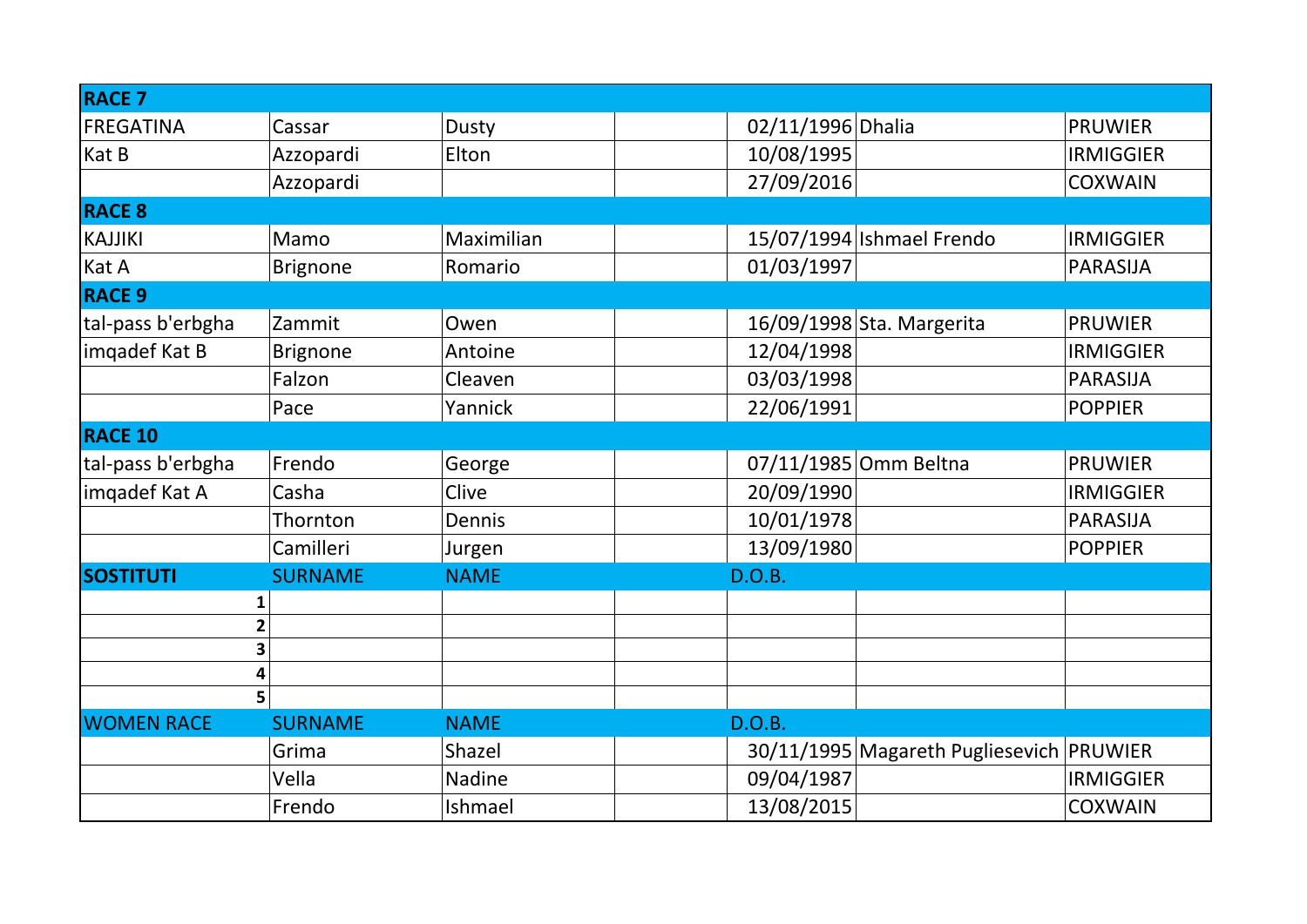| | | | | | | |
|---|---|---|---|---|---|---|
| **RACE 7** | | | | | | |
| FREGATINA | Cassar | Dusty | | 02/11/1996 | Dhalia | PRUWIER |
| Kat B | Azzopardi | Elton | | 10/08/1995 | | IRMIGGIER |
| | Azzopardi | | | 27/09/2016 | | COXWAIN |
| **RACE 8** | | | | | | |
| KAJJIKI | Mamo | Maximilian | | 15/07/1994 | Ishmael Frendo | IRMIGGIER |
| Kat A | Brignone | Romario | | 01/03/1997 | | PARASIJA |
| **RACE 9** | | | | | | |
| tal-pass b'erbgha | Zammit | Owen | | 16/09/1998 | Sta. Margerita | PRUWIER |
| imqadef Kat B | Brignone | Antoine | | 12/04/1998 | | IRMIGGIER |
| | Falzon | Cleaven | | 03/03/1998 | | PARASIJA |
| | Pace | Yannick | | 22/06/1991 | | POPPIER |
| **RACE 10** | | | | | | |
| tal-pass b'erbgha | Frendo | George | | 07/11/1985 | Omm Beltna | PRUWIER |
| imqadef Kat A | Casha | Clive | | 20/09/1990 | | IRMIGGIER |
| | Thornton | Dennis | | 10/01/1978 | | PARASIJA |
| | Camilleri | Jurgen | | 13/09/1980 | | POPPIER |
| **SOSTITUTI** | SURNAME | NAME | | D.O.B. | | |
| **1** | | | | | | |
| **2** | | | | | | |
| **3** | | | | | | |
| **4** | | | | | | |
| **5** | | | | | | |
| WOMEN RACE | SURNAME | NAME | | D.O.B. | | |
| | Grima | Shazel | | 30/11/1995 | Magareth Pugliesevich | PRUWIER |
| | Vella | Nadine | | 09/04/1987 | | IRMIGGIER |
| | Frendo | Ishmael | | 13/08/2015 | | COXWAIN |